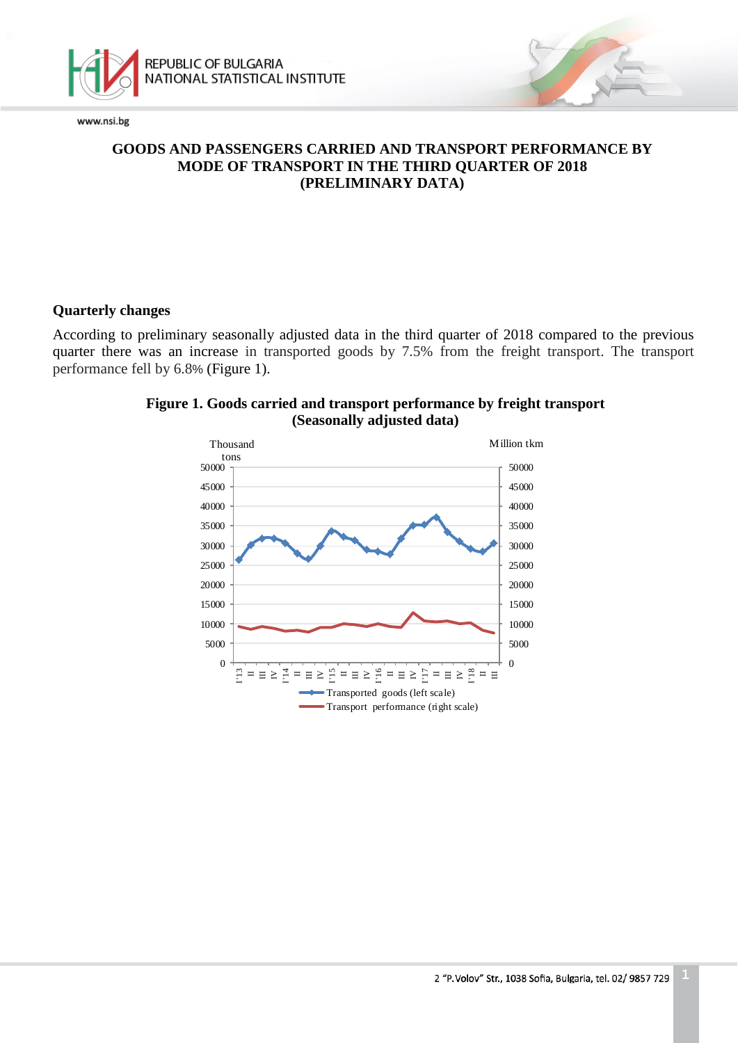# GOODS AND PASSENGERS CARRIED AND TRANSPORT PERFORMANCE BY MODE OF TRANSPORT IN THE THIRD QUARTER OF 2018 (PRELIMINARY DATA)

## Quarterly changes

According to preliminary seasonally adjusted data in the third quarter of 2018 compared to the previous quarter there was an increase in transported goods by 7.5% from the freight transport. The transport performance fell by 6.8% (Figure 1).

**Figure 1. Goods carried and transport performance by freight transport (Seasonally adjusted data)**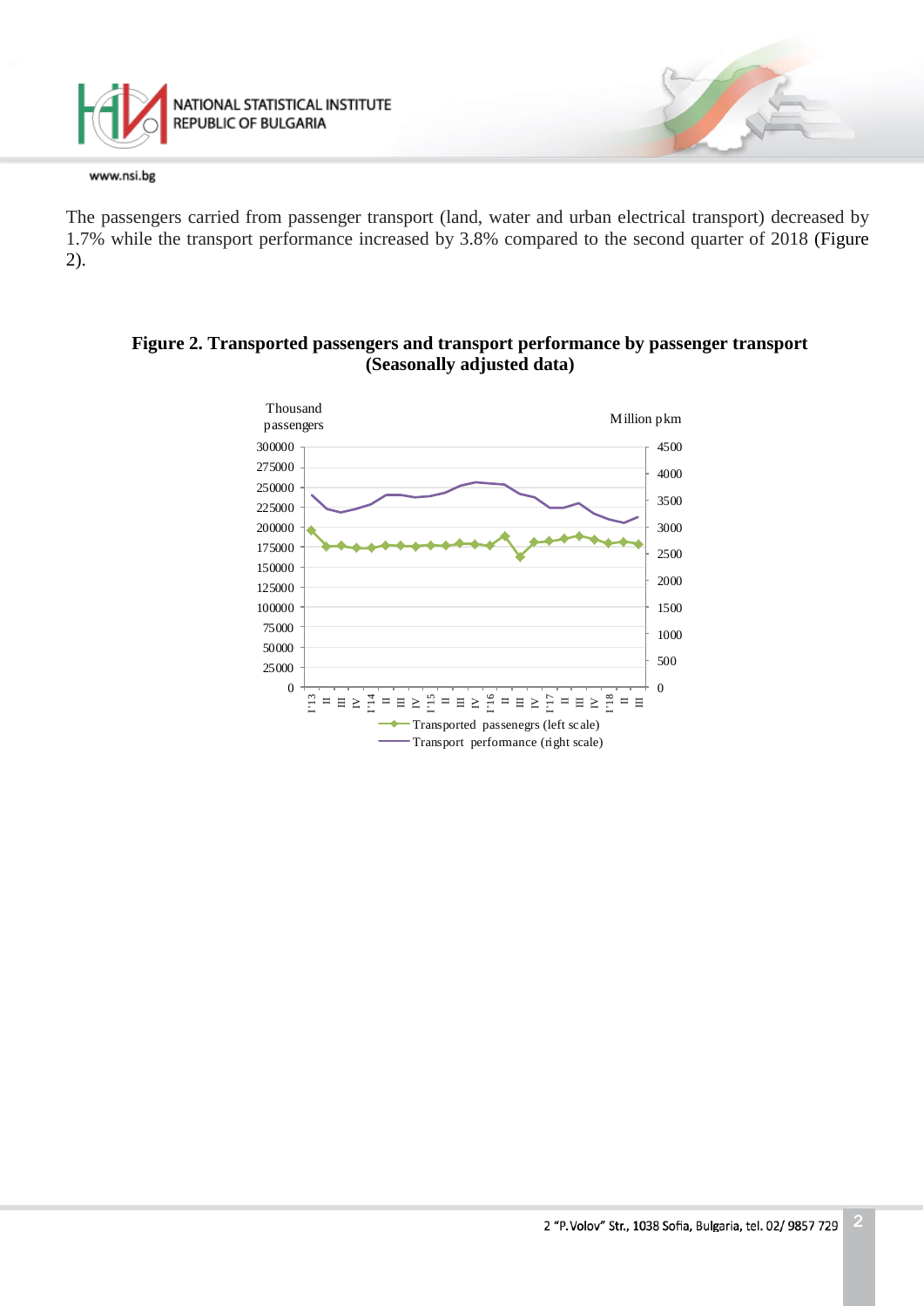The passengers carried from passenger transport (land, water and urban electrical transport) decreased by 1.7% while the transport performance increased by 3.8% compared to the second quarter of 2018 (Figure 2).

**Figure 2. Transported passengers and transport performance by passenger transport (Seasonally adjusted data)**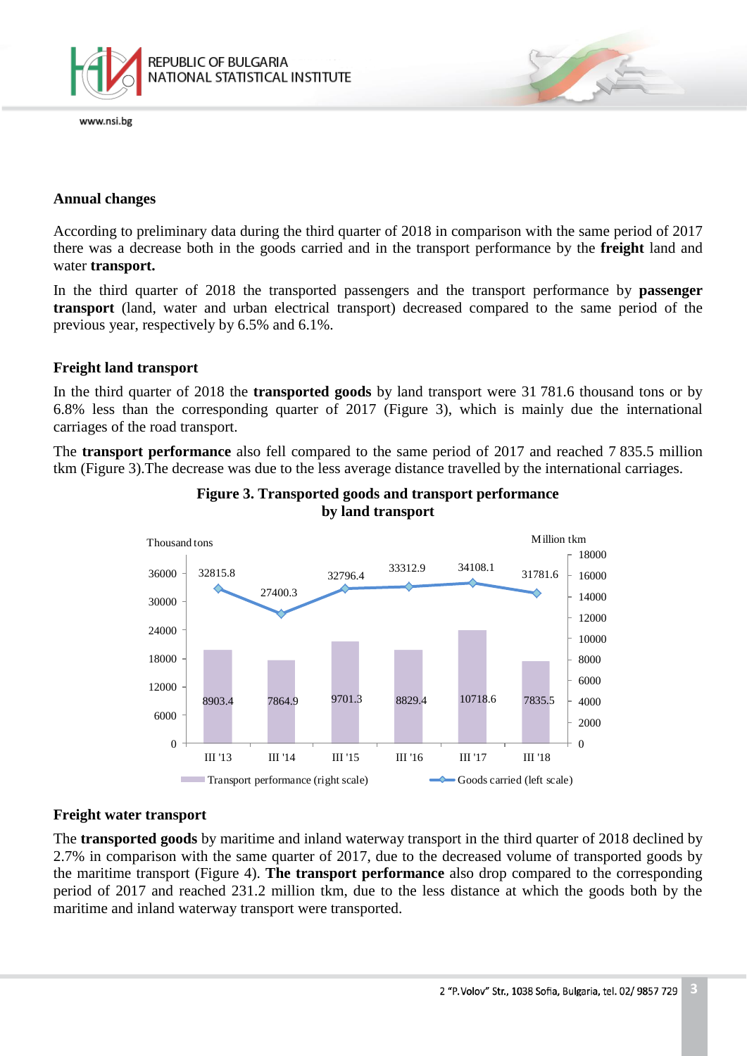## Annual changes

According to preliminary data during the third quarter of 2018 in comparison with the same period of 2017 there was a decrease both in the goods carried and in the transport performance by the **freight** land and water **transport.**

In the third quarter of 2018 the transported passengers and the transport performance by **passenger transport** (land, water and urban electrical transport) decreased compared to the same period of the previous year, respectively by 6.5% and 6.1%.

## Freight land transport

In the third quarter of 2018 the **transported goods** by land transport were 31 781.6 thousand tons or by 6.8% less than the corresponding quarter of 2017 (Figure 3), which is mainly due the international carriages of the road transport.

The **transport performance** also fell compared to the same period of 2017 and reached 7 835.5 million tkm (Figure 3).The decrease was due to the less average distance travelled by the international carriages.

**Figure 3. Transported goods and transport performance by land transport**

| | III '13 | III '14 | III '15 | III '16 | III '17 | III '18 |
|---|---|---|---|---|---|---|
| Transport performance (right scale), Million tkm | 8903.4 | 7864.9 | 9701.3 | 8829.4 | 10718.6 | 7835.5 |
| Goods carried (left scale), Thousand tons | 32815.8 | 27400.3 | 32796.4 | 33312.9 | 34108.1 | 31781.6 |

## Freight water transport

The **transported goods** by maritime and inland waterway transport in the third quarter of 2018 declined by 2.7% in comparison with the same quarter of 2017, due to the decreased volume of transported goods by the maritime transport (Figure 4). **The transport performance** also drop compared to the corresponding period of 2017 and reached 231.2 million tkm, due to the less distance at which the goods both by the maritime and inland waterway transport were transported.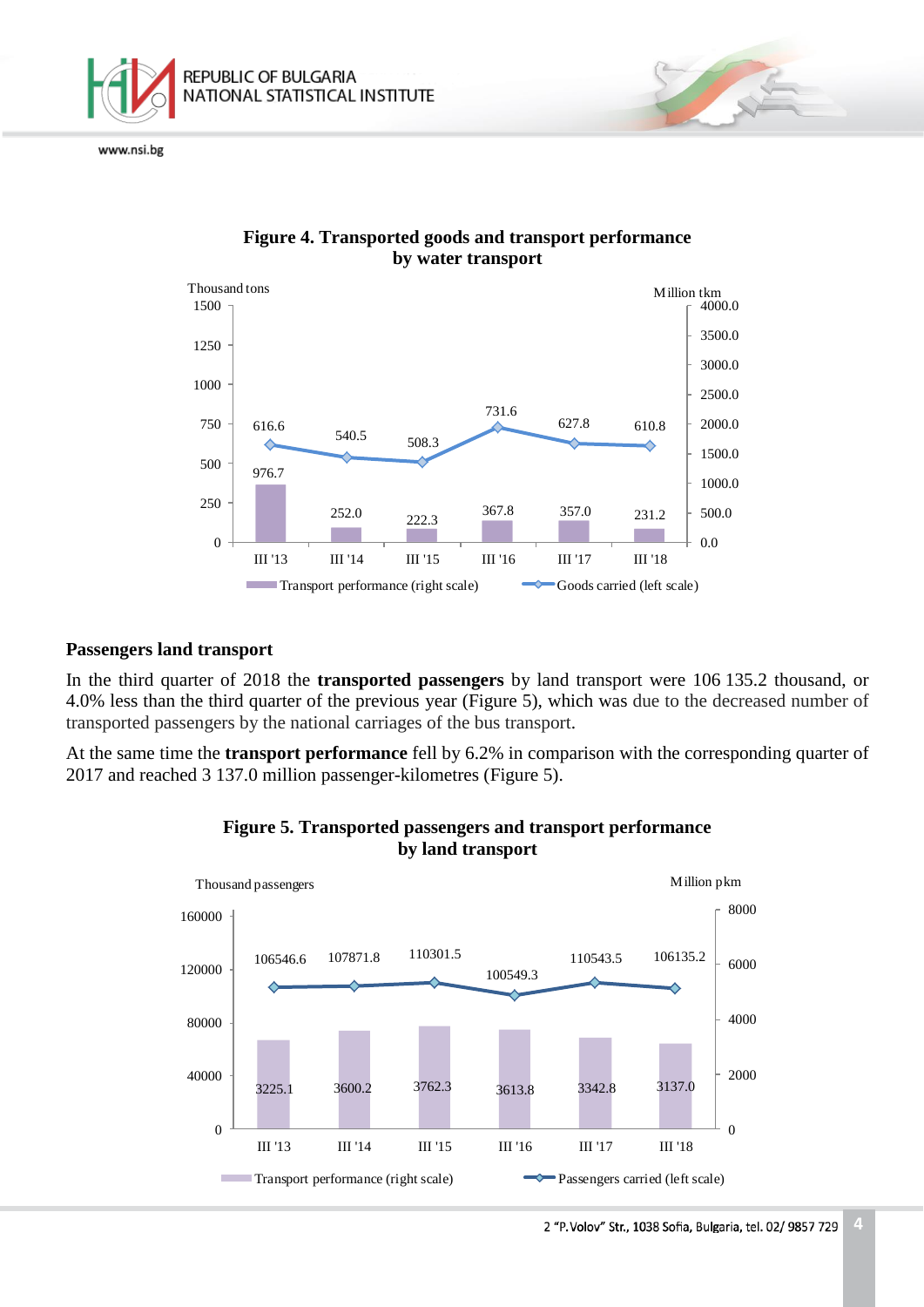**Figure 4. Transported goods and transport performance by water transport**

| | III '13 | III '14 | III '15 | III '16 | III '17 | III '18 |
|---|---|---|---|---|---|---|
| Transport performance (right scale), Million tkm | 976.7 | 252.0 | 222.3 | 367.8 | 357.0 | 231.2 |
| Goods carried (left scale), Thousand tons | 616.6 | 540.5 | 508.3 | 731.6 | 627.8 | 610.8 |

## Passengers land transport

In the third quarter of 2018 the **transported passengers** by land transport were 106 135.2 thousand, or 4.0% less than the third quarter of the previous year (Figure 5), which was due to the decreased number of transported passengers by the national carriages of the bus transport.

At the same time the **transport performance** fell by 6.2% in comparison with the corresponding quarter of 2017 and reached 3 137.0 million passenger-kilometres (Figure 5).

**Figure 5. Transported passengers and transport performance by land transport**

| | III '13 | III '14 | III '15 | III '16 | III '17 | III '18 |
|---|---|---|---|---|---|---|
| Transport performance (right scale), Million pkm | 3225.1 | 3600.2 | 3762.3 | 3613.8 | 3342.8 | 3137.0 |
| Passengers carried (left scale), Thousand passengers | 106546.6 | 107871.8 | 110301.5 | 100549.3 | 110543.5 | 106135.2 |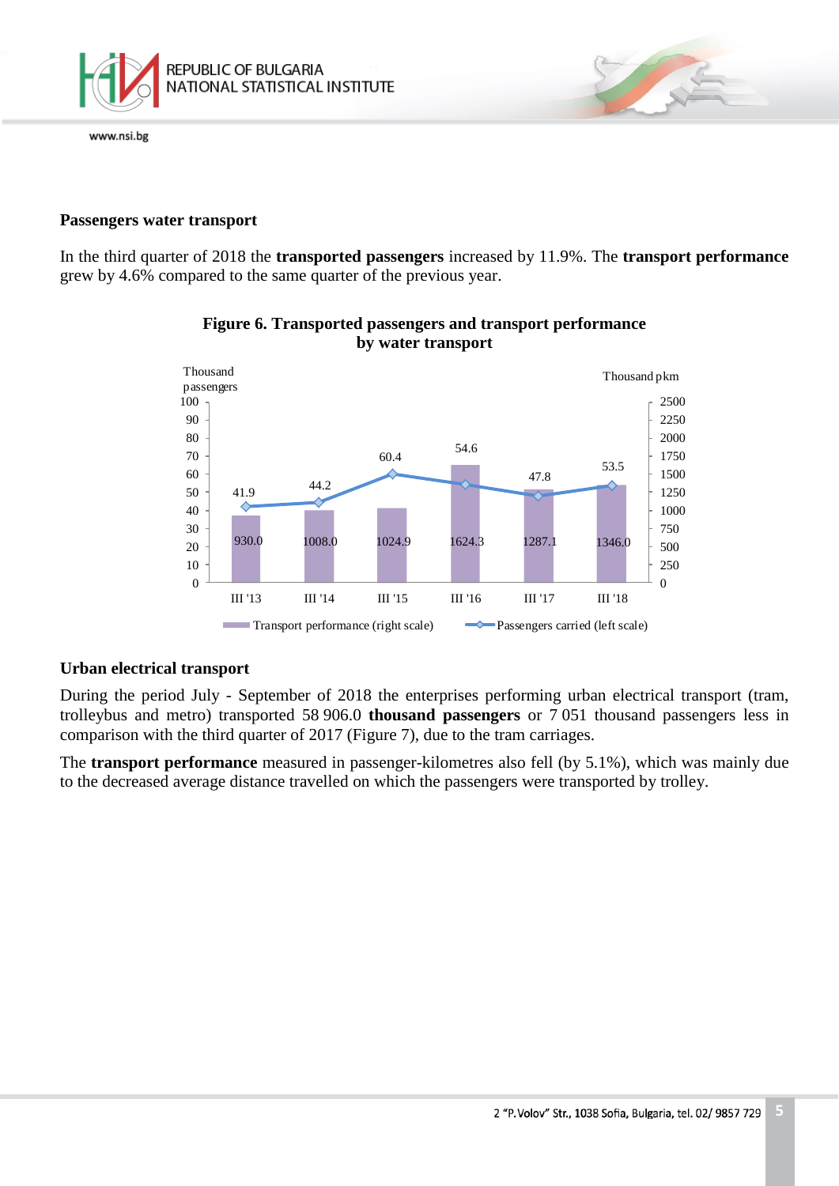**Passengers water transport**

In the third quarter of 2018 the **transported passengers** increased by 11.9%. The **transport performance** grew by 4.6% compared to the same quarter of the previous year.

**Figure 6. Transported passengers and transport performance by water transport**

| | III '13 | III '14 | III '15 | III '16 | III '17 | III '18 |
|---|---|---|---|---|---|---|
| Transport performance (right scale), Thousand pkm | 930.0 | 1008.0 | 1024.9 | 1624.3 | 1287.1 | 1346.0 |
| Passengers carried (left scale), Thousand passengers | 41.9 | 44.2 | 60.4 | 54.6 | 47.8 | 53.5 |

**Urban electrical transport**

During the period July - September of 2018 the enterprises performing urban electrical transport (tram, trolleybus and metro) transported 58 906.0 **thousand passengers** or 7 051 thousand passengers less in comparison with the third quarter of 2017 (Figure 7), due to the tram carriages.

The **transport performance** measured in passenger-kilometres also fell (by 5.1%), which was mainly due to the decreased average distance travelled on which the passengers were transported by trolley.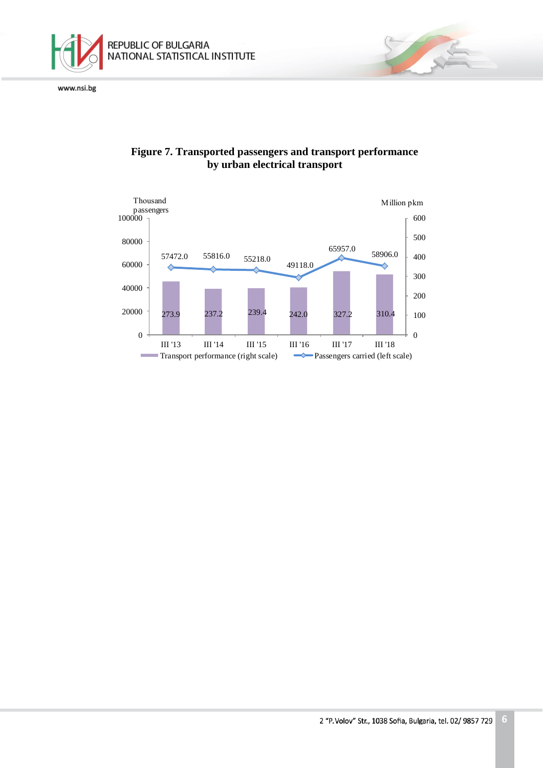**Figure 7. Transported passengers and transport performance by urban electrical transport**

| | III '13 | III '14 | III '15 | III '16 | III '17 | III '18 |
|---|---|---|---|---|---|---|
| Transport performance (right scale), Million pkm | 273.9 | 237.2 | 239.4 | 242.0 | 327.2 | 310.4 |
| Passengers carried (left scale), Thousand passengers | 57472.0 | 55816.0 | 55218.0 | 49118.0 | 65957.0 | 58906.0 |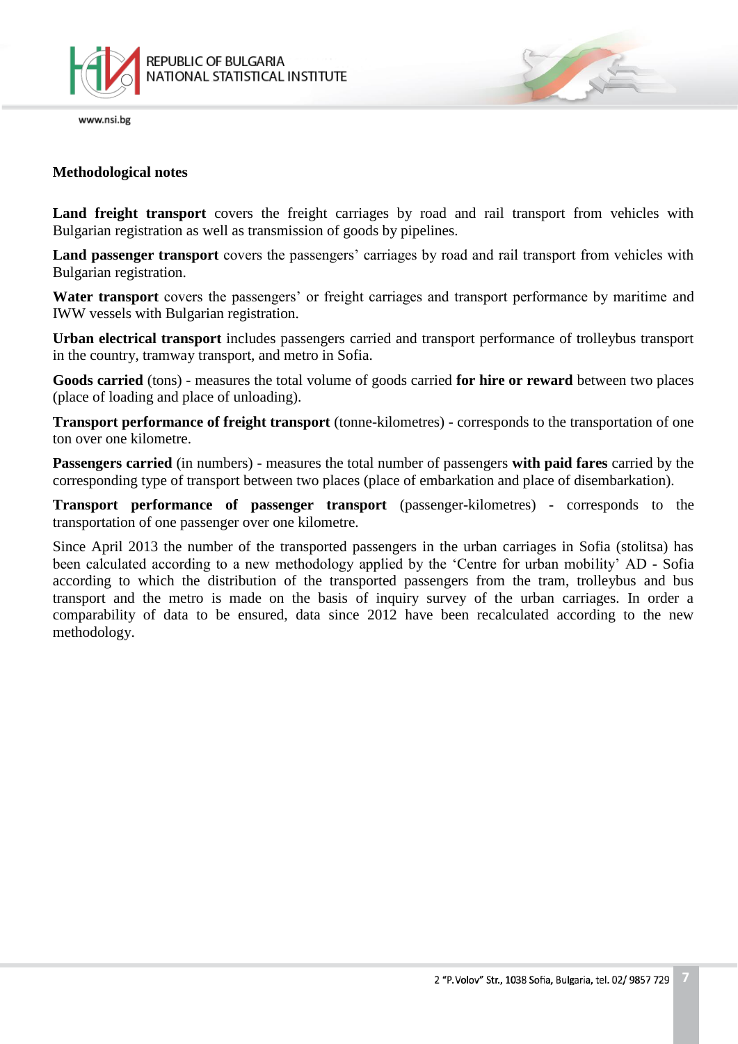## Methodological notes

**Land freight transport** covers the freight carriages by road and rail transport from vehicles with Bulgarian registration as well as transmission of goods by pipelines.

**Land passenger transport** covers the passengers' carriages by road and rail transport from vehicles with Bulgarian registration.

**Water transport** covers the passengers' or freight carriages and transport performance by maritime and IWW vessels with Bulgarian registration.

**Urban electrical transport** includes passengers carried and transport performance of trolleybus transport in the country, tramway transport, and metro in Sofia.

**Goods carried** (tons) - measures the total volume of goods carried **for hire or reward** between two places (place of loading and place of unloading).

**Transport performance of freight transport** (tonne-kilometres) - corresponds to the transportation of one ton over one kilometre.

**Passengers carried** (in numbers) - measures the total number of passengers **with paid fares** carried by the corresponding type of transport between two places (place of embarkation and place of disembarkation).

**Transport performance of passenger transport** (passenger-kilometres) - corresponds to the transportation of one passenger over one kilometre.

Since April 2013 the number of the transported passengers in the urban carriages in Sofia (stolitsa) has been calculated according to a new methodology applied by the 'Centre for urban mobility' AD - Sofia according to which the distribution of the transported passengers from the tram, trolleybus and bus transport and the metro is made on the basis of inquiry survey of the urban carriages. In order a comparability of data to be ensured, data since 2012 have been recalculated according to the new methodology.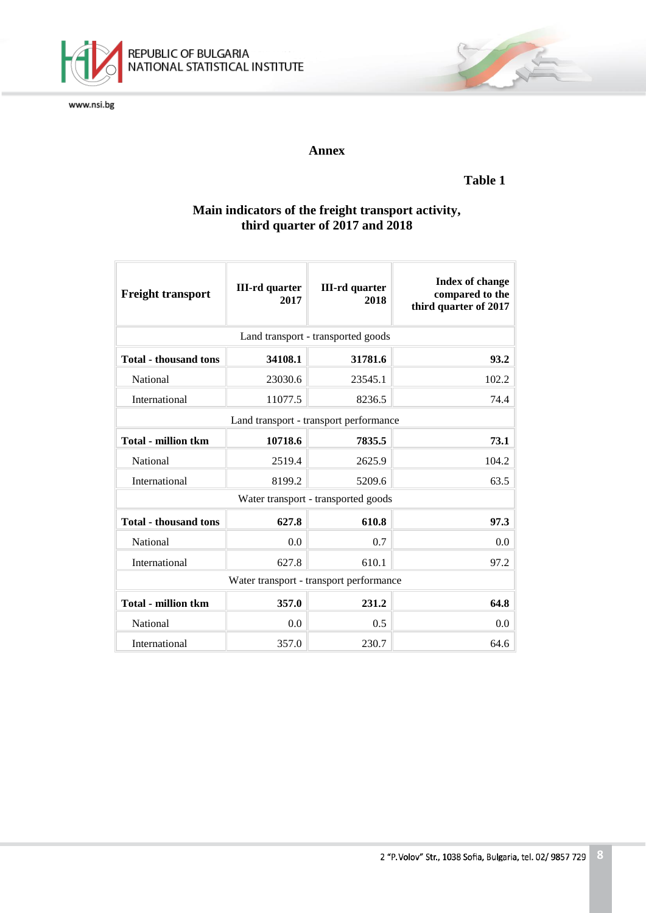## Annex

**Table 1**

**Main indicators of the freight transport activity, third quarter of 2017 and 2018**

| Freight transport | III-rd quarter 2017 | III-rd quarter 2018 | Index of change compared to the third quarter of 2017 |
|---|---|---|---|
| Land transport - transported goods | | | |
| **Total - thousand tons** | **34108.1** | **31781.6** | **93.2** |
| National | 23030.6 | 23545.1 | 102.2 |
| International | 11077.5 | 8236.5 | 74.4 |
| Land transport - transport performance | | | |
| **Total - million tkm** | **10718.6** | **7835.5** | **73.1** |
| National | 2519.4 | 2625.9 | 104.2 |
| International | 8199.2 | 5209.6 | 63.5 |
| Water transport - transported goods | | | |
| **Total - thousand tons** | **627.8** | **610.8** | **97.3** |
| National | 0.0 | 0.7 | 0.0 |
| International | 627.8 | 610.1 | 97.2 |
| Water transport - transport performance | | | |
| **Total - million tkm** | **357.0** | **231.2** | **64.8** |
| National | 0.0 | 0.5 | 0.0 |
| International | 357.0 | 230.7 | 64.6 |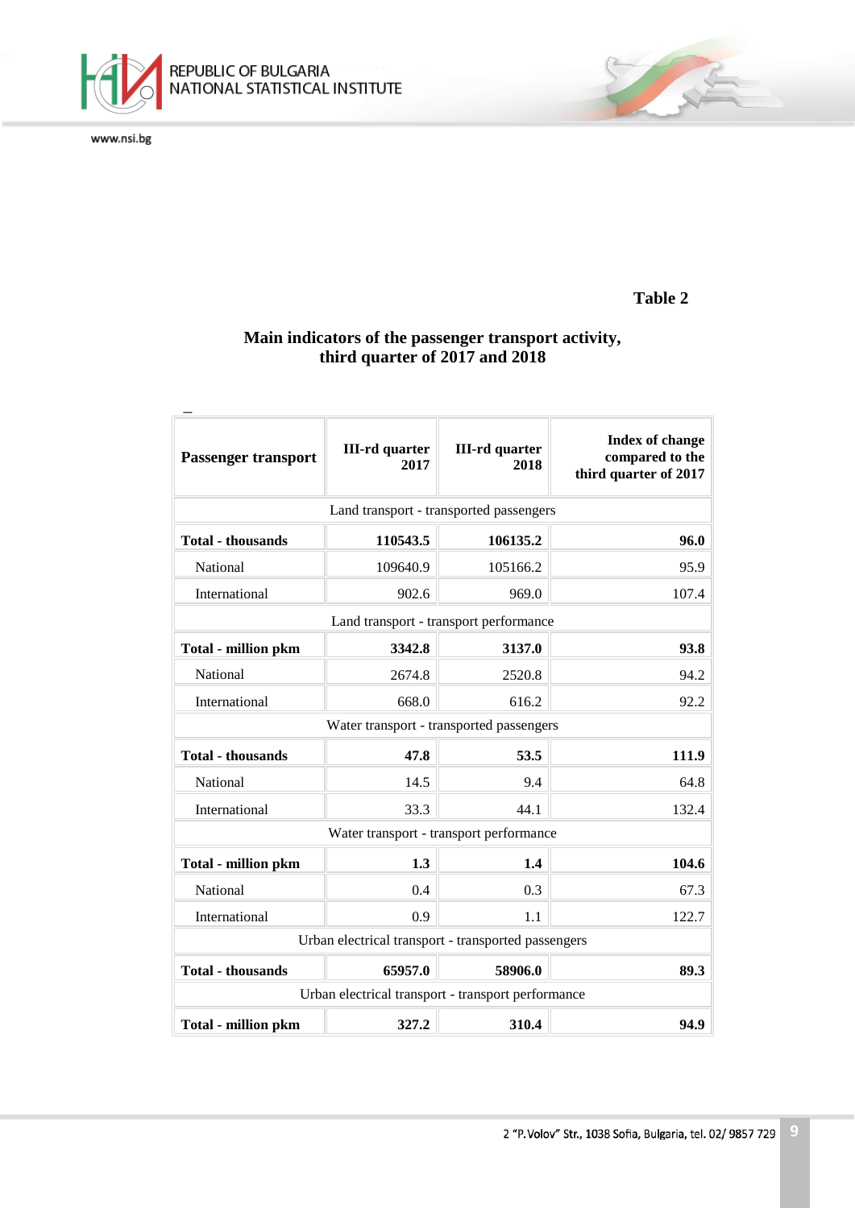**Table 2**

## Main indicators of the passenger transport activity, third quarter of 2017 and 2018

| Passenger transport | III-rd quarter 2017 | III-rd quarter 2018 | Index of change compared to the third quarter of 2017 |
|---|---|---|---|
| Land transport - transported passengers | | | |
| **Total - thousands** | **110543.5** | **106135.2** | **96.0** |
| National | 109640.9 | 105166.2 | 95.9 |
| International | 902.6 | 969.0 | 107.4 |
| Land transport - transport performance | | | |
| **Total - million pkm** | **3342.8** | **3137.0** | **93.8** |
| National | 2674.8 | 2520.8 | 94.2 |
| International | 668.0 | 616.2 | 92.2 |
| Water transport - transported passengers | | | |
| **Total - thousands** | **47.8** | **53.5** | **111.9** |
| National | 14.5 | 9.4 | 64.8 |
| International | 33.3 | 44.1 | 132.4 |
| Water transport - transport performance | | | |
| **Total - million pkm** | **1.3** | **1.4** | **104.6** |
| National | 0.4 | 0.3 | 67.3 |
| International | 0.9 | 1.1 | 122.7 |
| Urban electrical transport - transported passengers | | | |
| **Total - thousands** | **65957.0** | **58906.0** | **89.3** |
| Urban electrical transport - transport performance | | | |
| **Total - million pkm** | **327.2** | **310.4** | **94.9** |